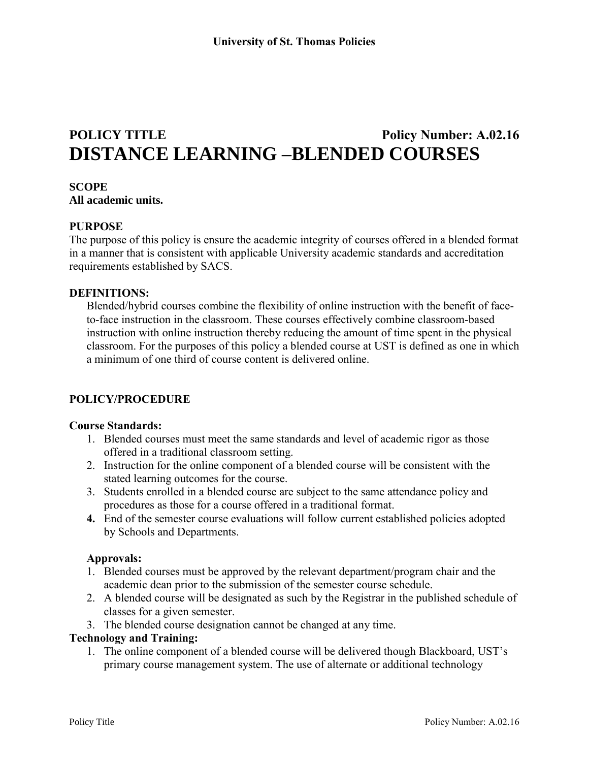**University of St. Thomas Policies**

**POLICY TITLE** **Policy Number: A.02.16**

# DISTANCE LEARNING –BLENDED COURSES

**SCOPE**
**All academic units.**

**PURPOSE**
The purpose of this policy is ensure the academic integrity of courses offered in a blended format in a manner that is consistent with applicable University academic standards and accreditation requirements established by SACS.

**DEFINITIONS:**

Blended/hybrid courses combine the flexibility of online instruction with the benefit of face-to-face instruction in the classroom. These courses effectively combine classroom-based instruction with online instruction thereby reducing the amount of time spent in the physical classroom. For the purposes of this policy a blended course at UST is defined as one in which a minimum of one third of course content is delivered online.

**POLICY/PROCEDURE**

**Course Standards:**

1. Blended courses must meet the same standards and level of academic rigor as those offered in a traditional classroom setting.
2. Instruction for the online component of a blended course will be consistent with the stated learning outcomes for the course.
3. Students enrolled in a blended course are subject to the same attendance policy and procedures as those for a course offered in a traditional format.
4. End of the semester course evaluations will follow current established policies adopted by Schools and Departments.

**Approvals:**

1. Blended courses must be approved by the relevant department/program chair and the academic dean prior to the submission of the semester course schedule.
2. A blended course will be designated as such by the Registrar in the published schedule of classes for a given semester.
3. The blended course designation cannot be changed at any time.

**Technology and Training:**

1. The online component of a blended course will be delivered though Blackboard, UST's primary course management system. The use of alternate or additional technology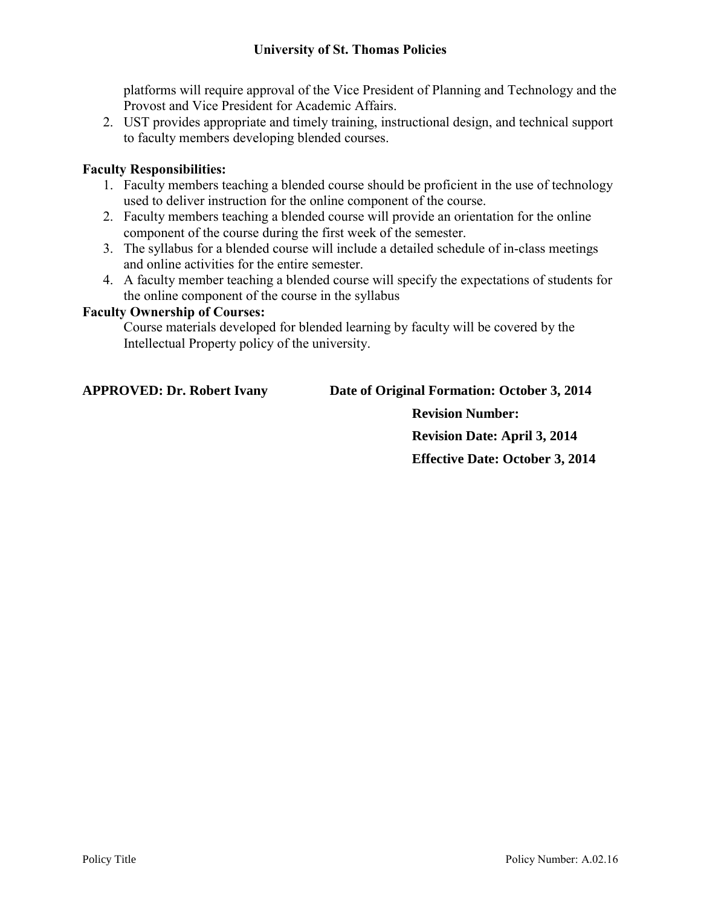platforms will require approval of the Vice President of Planning and Technology and the Provost and Vice President for Academic Affairs.

2. UST provides appropriate and timely training, instructional design, and technical support to faculty members developing blended courses.

**Faculty Responsibilities:**

1. Faculty members teaching a blended course should be proficient in the use of technology used to deliver instruction for the online component of the course.
2. Faculty members teaching a blended course will provide an orientation for the online component of the course during the first week of the semester.
3. The syllabus for a blended course will include a detailed schedule of in-class meetings and online activities for the entire semester.
4. A faculty member teaching a blended course will specify the expectations of students for the online component of the course in the syllabus

**Faculty Ownership of Courses:**

Course materials developed for blended learning by faculty will be covered by the Intellectual Property policy of the university.

**APPROVED: Dr. Robert Ivany**

**Date of Original Formation: October 3, 2014**

**Revision Number:**

**Revision Date: April 3, 2014**

**Effective Date: October 3, 2014**

Policy Title

Policy Number: A.02.16